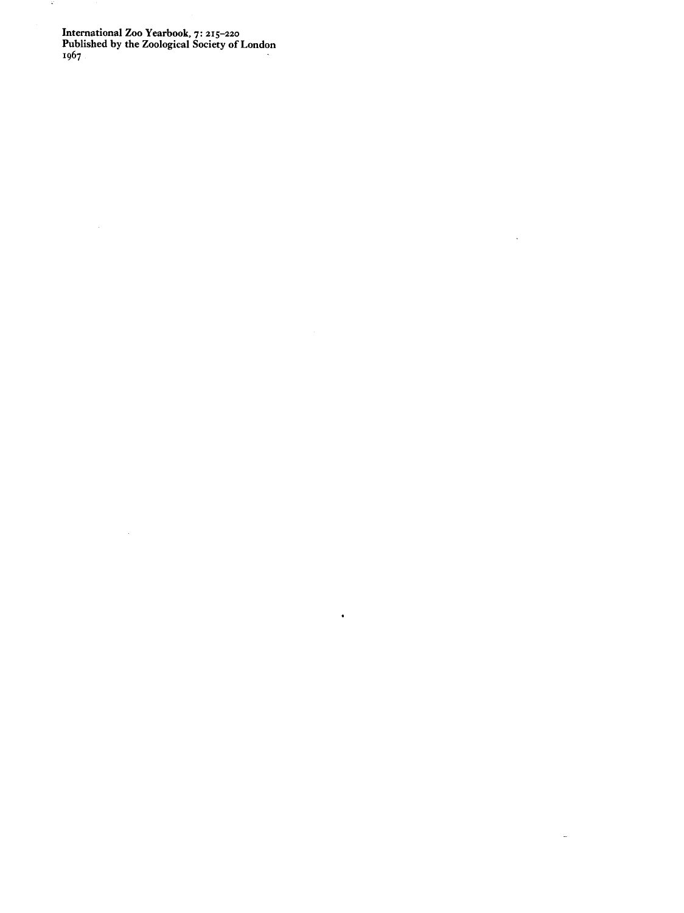International Zoo Yearbook, 7: 215–220
Published by the Zoological Society of London
1967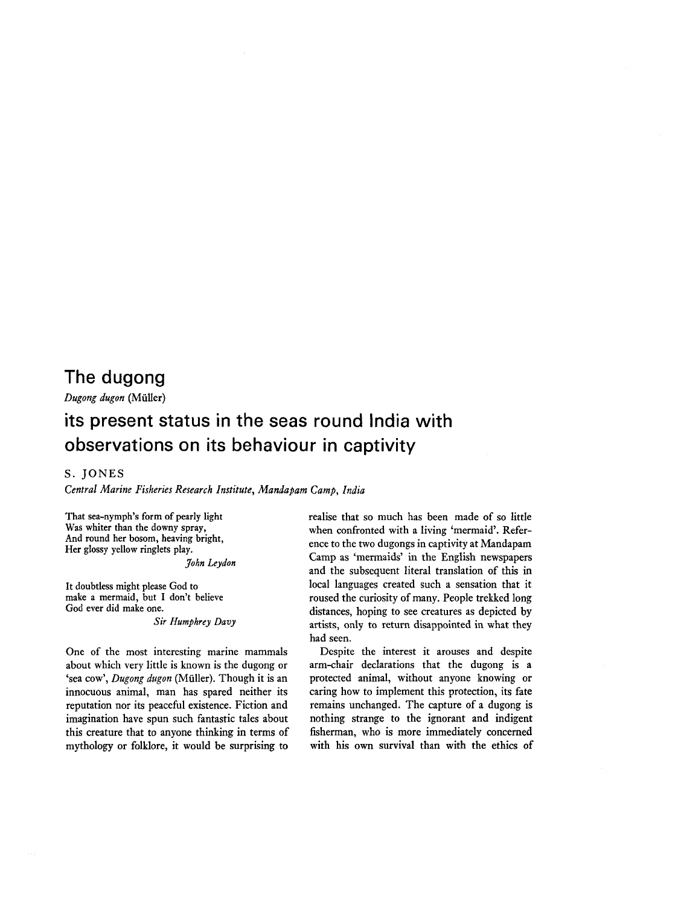# The dugong

*Dugong dugon* (Müller)

# its present status in the seas round India with observations on its behaviour in captivity

S. JONES

*Central Marine Fisheries Research Institute, Mandapam Camp, India*

That sea-nymph's form of pearly light
Was whiter than the downy spray,
And round her bosom, heaving bright,
Her glossy yellow ringlets play.

*John Leydon*

It doubtless might please God to
make a mermaid, but I don't believe
God ever did make one.

*Sir Humphrey Davy*

One of the most interesting marine mammals about which very little is known is the dugong or 'sea cow', *Dugong dugon* (Müller). Though it is an innocuous animal, man has spared neither its reputation nor its peaceful existence. Fiction and imagination have spun such fantastic tales about this creature that to anyone thinking in terms of mythology or folklore, it would be surprising to realise that so much has been made of so little when confronted with a living 'mermaid'. Reference to the two dugongs in captivity at Mandapam Camp as 'mermaids' in the English newspapers and the subsequent literal translation of this in local languages created such a sensation that it roused the curiosity of many. People trekked long distances, hoping to see creatures as depicted by artists, only to return disappointed in what they had seen.

Despite the interest it arouses and despite arm-chair declarations that the dugong is a protected animal, without anyone knowing or caring how to implement this protection, its fate remains unchanged. The capture of a dugong is nothing strange to the ignorant and indigent fisherman, who is more immediately concerned with his own survival than with the ethics of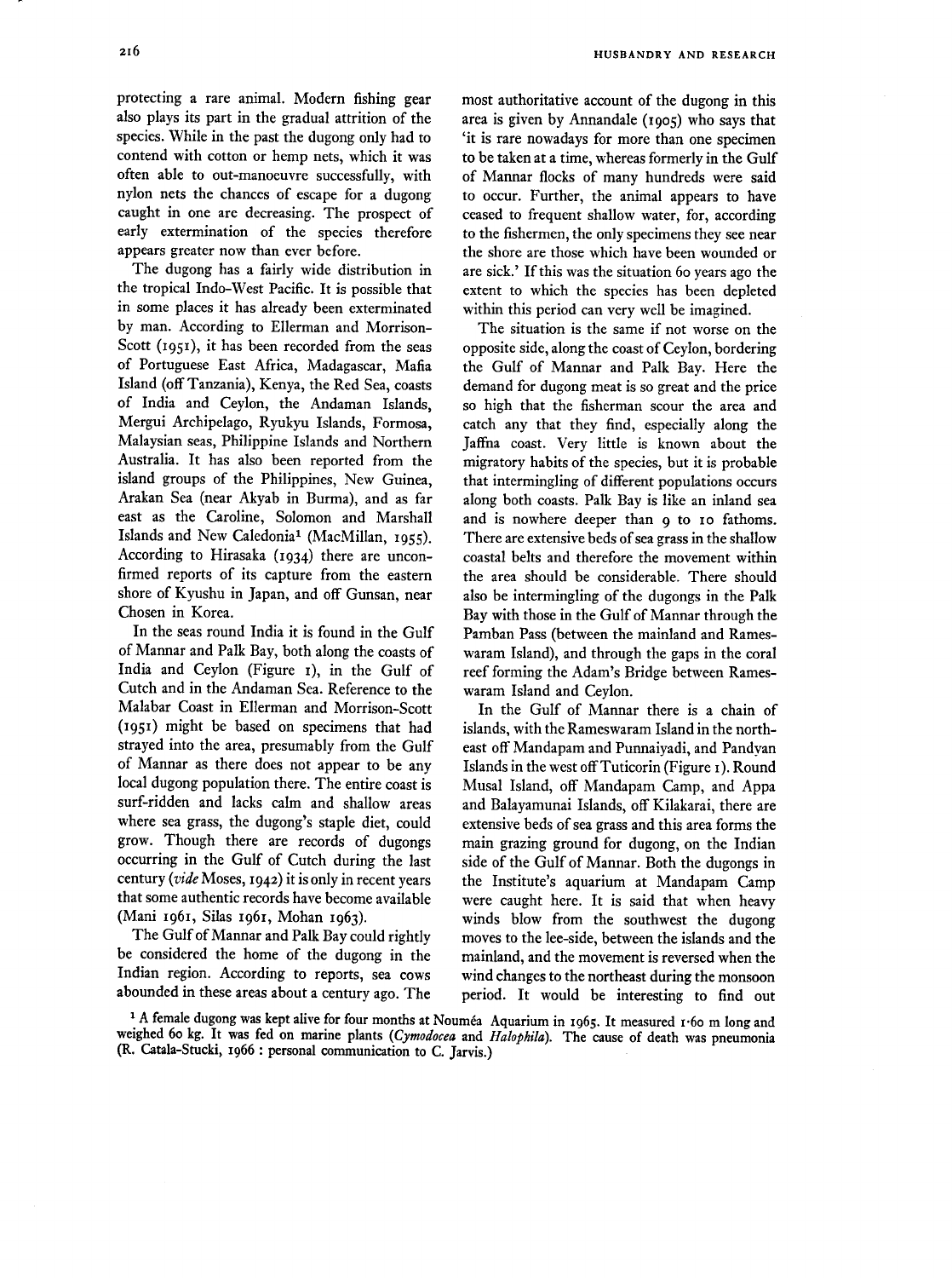protecting a rare animal. Modern fishing gear also plays its part in the gradual attrition of the species. While in the past the dugong only had to contend with cotton or hemp nets, which it was often able to out-manoeuvre successfully, with nylon nets the chances of escape for a dugong caught in one are decreasing. The prospect of early extermination of the species therefore appears greater now than ever before.

The dugong has a fairly wide distribution in the tropical Indo-West Pacific. It is possible that in some places it has already been exterminated by man. According to Ellerman and Morrison-Scott (1951), it has been recorded from the seas of Portuguese East Africa, Madagascar, Mafia Island (off Tanzania), Kenya, the Red Sea, coasts of India and Ceylon, the Andaman Islands, Mergui Archipelago, Ryukyu Islands, Formosa, Malaysian seas, Philippine Islands and Northern Australia. It has also been reported from the island groups of the Philippines, New Guinea, Arakan Sea (near Akyab in Burma), and as far east as the Caroline, Solomon and Marshall Islands and New Caledonia[1] (MacMillan, 1955). According to Hirasaka (1934) there are unconfirmed reports of its capture from the eastern shore of Kyushu in Japan, and off Gunsan, near Chosen in Korea.

In the seas round India it is found in the Gulf of Mannar and Palk Bay, both along the coasts of India and Ceylon (Figure 1), in the Gulf of Cutch and in the Andaman Sea. Reference to the Malabar Coast in Ellerman and Morrison-Scott (1951) might be based on specimens that had strayed into the area, presumably from the Gulf of Mannar as there does not appear to be any local dugong population there. The entire coast is surf-ridden and lacks calm and shallow areas where sea grass, the dugong's staple diet, could grow. Though there are records of dugongs occurring in the Gulf of Cutch during the last century (*vide* Moses, 1942) it is only in recent years that some authentic records have become available (Mani 1961, Silas 1961, Mohan 1963).

The Gulf of Mannar and Palk Bay could rightly be considered the home of the dugong in the Indian region. According to reports, sea cows abounded in these areas about a century ago. The most authoritative account of the dugong in this area is given by Annandale (1905) who says that 'it is rare nowadays for more than one specimen to be taken at a time, whereas formerly in the Gulf of Mannar flocks of many hundreds were said to occur. Further, the animal appears to have ceased to frequent shallow water, for, according to the fishermen, the only specimens they see near the shore are those which have been wounded or are sick.' If this was the situation 60 years ago the extent to which the species has been depleted within this period can very well be imagined.

The situation is the same if not worse on the opposite side, along the coast of Ceylon, bordering the Gulf of Mannar and Palk Bay. Here the demand for dugong meat is so great and the price so high that the fisherman scour the area and catch any that they find, especially along the Jaffna coast. Very little is known about the migratory habits of the species, but it is probable that intermingling of different populations occurs along both coasts. Palk Bay is like an inland sea and is nowhere deeper than 9 to 10 fathoms. There are extensive beds of sea grass in the shallow coastal belts and therefore the movement within the area should be considerable. There should also be intermingling of the dugongs in the Palk Bay with those in the Gulf of Mannar through the Pamban Pass (between the mainland and Rameswaram Island), and through the gaps in the coral reef forming the Adam's Bridge between Rameswaram Island and Ceylon.

In the Gulf of Mannar there is a chain of islands, with the Rameswaram Island in the north-east off Mandapam and Punnaiyadi, and Pandyan Islands in the west off Tuticorin (Figure 1). Round Musal Island, off Mandapam Camp, and Appa and Balayamunai Islands, off Kilakarai, there are extensive beds of sea grass and this area forms the main grazing ground for dugong, on the Indian side of the Gulf of Mannar. Both the dugongs in the Institute's aquarium at Mandapam Camp were caught here. It is said that when heavy winds blow from the southwest the dugong moves to the lee-side, between the islands and the mainland, and the movement is reversed when the wind changes to the northeast during the monsoon period. It would be interesting to find out

[1] A female dugong was kept alive for four months at Nouméa Aquarium in 1965. It measured 1·60 m long and weighed 60 kg. It was fed on marine plants (*Cymodocea* and *Halophila*). The cause of death was pneumonia (R. Catala-Stucki, 1966 : personal communication to C. Jarvis.)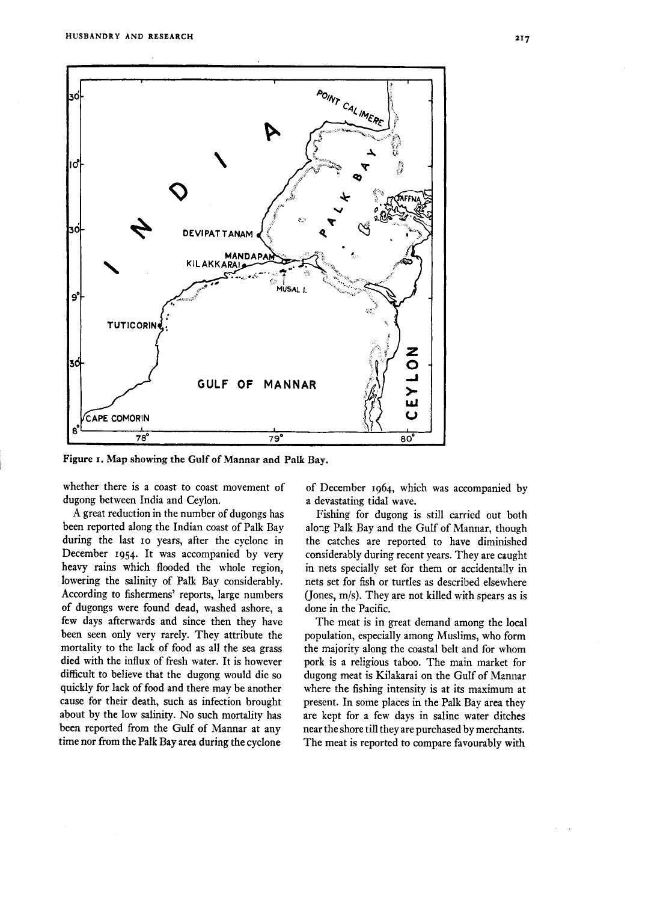Figure 1. Map showing the Gulf of Mannar and Palk Bay.

whether there is a coast to coast movement of dugong between India and Ceylon.

A great reduction in the number of dugongs has been reported along the Indian coast of Palk Bay during the last 10 years, after the cyclone in December 1954. It was accompanied by very heavy rains which flooded the whole region, lowering the salinity of Palk Bay considerably. According to fishermens' reports, large numbers of dugongs were found dead, washed ashore, a few days afterwards and since then they have been seen only very rarely. They attribute the mortality to the lack of food as all the sea grass died with the influx of fresh water. It is however difficult to believe that the dugong would die so quickly for lack of food and there may be another cause for their death, such as infection brought about by the low salinity. No such mortality has been reported from the Gulf of Mannar at any time nor from the Palk Bay area during the cyclone of December 1964, which was accompanied by a devastating tidal wave.

Fishing for dugong is still carried out both along Palk Bay and the Gulf of Mannar, though the catches are reported to have diminished considerably during recent years. They are caught in nets specially set for them or accidentally in nets set for fish or turtles as described elsewhere (Jones, m/s). They are not killed with spears as is done in the Pacific.

The meat is in great demand among the local population, especially among Muslims, who form the majority along the coastal belt and for whom pork is a religious taboo. The main market for dugong meat is Kilakarai on the Gulf of Mannar where the fishing intensity is at its maximum at present. In some places in the Palk Bay area they are kept for a few days in saline water ditches near the shore till they are purchased by merchants. The meat is reported to compare favourably with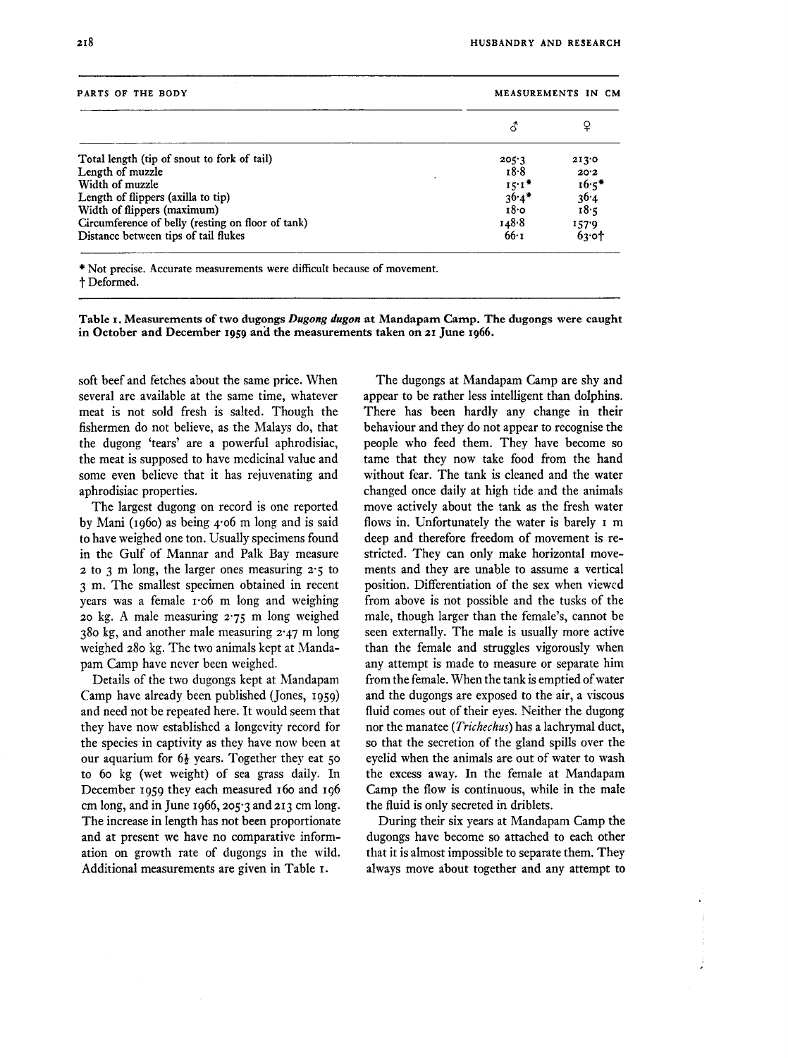| PARTS OF THE BODY | MEASUREMENTS IN CM | |
|---|---|---|
| | ♂ | ♀ |
| Total length (tip of snout to fork of tail) | 205·3 | 213·0 |
| Length of muzzle | 18·8 | 20·2 |
| Width of muzzle | 15·1* | 16·5* |
| Length of flippers (axilla to tip) | 36·4* | 36·4 |
| Width of flippers (maximum) | 18·0 | 18·5 |
| Circumference of belly (resting on floor of tank) | 148·8 | 157·9 |
| Distance between tips of tail flukes | 66·1 | 63·0† |

\* Not precise. Accurate measurements were difficult because of movement.
† Deformed.

**Table 1. Measurements of two dugongs *Dugong dugon* at Mandapam Camp. The dugongs were caught in October and December 1959 and the measurements taken on 21 June 1966.**

soft beef and fetches about the same price. When several are available at the same time, whatever meat is not sold fresh is salted. Though the fishermen do not believe, as the Malays do, that the dugong 'tears' are a powerful aphrodisiac, the meat is supposed to have medicinal value and some even believe that it has rejuvenating and aphrodisiac properties.

The largest dugong on record is one reported by Mani (1960) as being 4·06 m long and is said to have weighed one ton. Usually specimens found in the Gulf of Mannar and Palk Bay measure 2 to 3 m long, the larger ones measuring 2·5 to 3 m. The smallest specimen obtained in recent years was a female 1·06 m long and weighing 20 kg. A male measuring 2·75 m long weighed 380 kg, and another male measuring 2·47 m long weighed 280 kg. The two animals kept at Mandapam Camp have never been weighed.

Details of the two dugongs kept at Mandapam Camp have already been published (Jones, 1959) and need not be repeated here. It would seem that they have now established a longevity record for the species in captivity as they have now been at our aquarium for 6½ years. Together they eat 50 to 60 kg (wet weight) of sea grass daily. In December 1959 they each measured 160 and 196 cm long, and in June 1966, 205·3 and 213 cm long. The increase in length has not been proportionate and at present we have no comparative information on growth rate of dugongs in the wild. Additional measurements are given in Table 1.

The dugongs at Mandapam Camp are shy and appear to be rather less intelligent than dolphins. There has been hardly any change in their behaviour and they do not appear to recognise the people who feed them. They have become so tame that they now take food from the hand without fear. The tank is cleaned and the water changed once daily at high tide and the animals move actively about the tank as the fresh water flows in. Unfortunately the water is barely 1 m deep and therefore freedom of movement is restricted. They can only make horizontal movements and they are unable to assume a vertical position. Differentiation of the sex when viewed from above is not possible and the tusks of the male, though larger than the female's, cannot be seen externally. The male is usually more active than the female and struggles vigorously when any attempt is made to measure or separate him from the female. When the tank is emptied of water and the dugongs are exposed to the air, a viscous fluid comes out of their eyes. Neither the dugong nor the manatee (*Trichechus*) has a lachrymal duct, so that the secretion of the gland spills over the eyelid when the animals are out of water to wash the excess away. In the female at Mandapam Camp the flow is continuous, while in the male the fluid is only secreted in driblets.

During their six years at Mandapam Camp the dugongs have become so attached to each other that it is almost impossible to separate them. They always move about together and any attempt to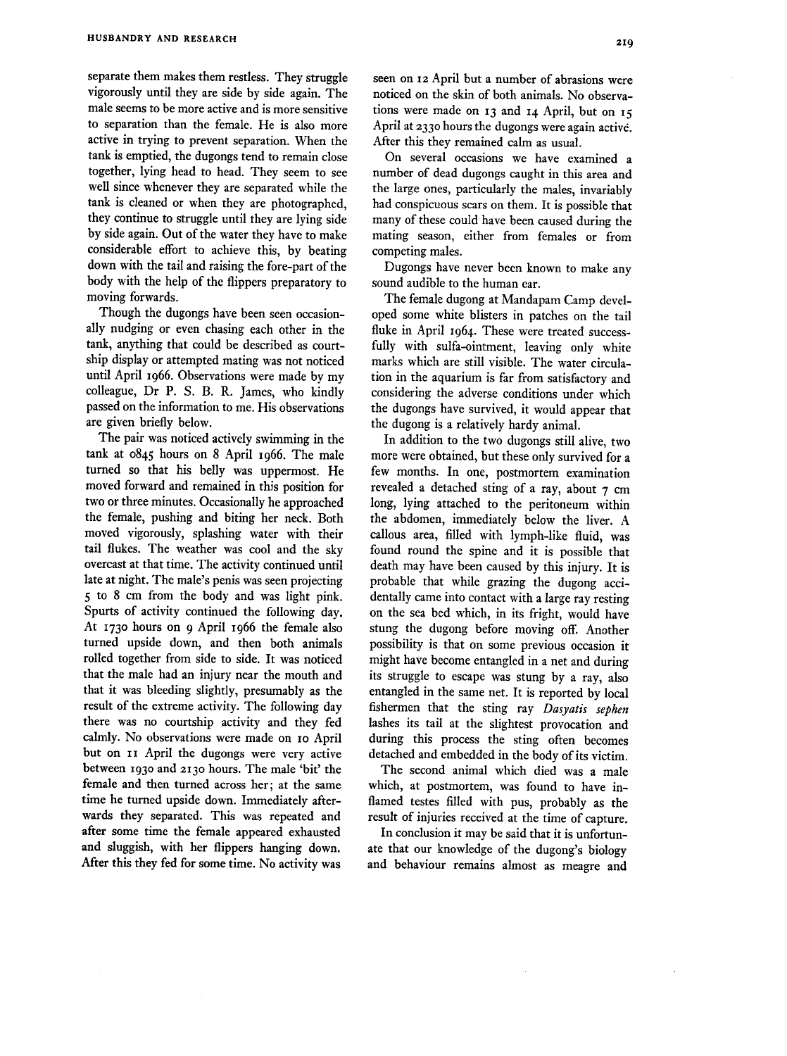separate them makes them restless. They struggle vigorously until they are side by side again. The male seems to be more active and is more sensitive to separation than the female. He is also more active in trying to prevent separation. When the tank is emptied, the dugongs tend to remain close together, lying head to head. They seem to see well since whenever they are separated while the tank is cleaned or when they are photographed, they continue to struggle until they are lying side by side again. Out of the water they have to make considerable effort to achieve this, by beating down with the tail and raising the fore-part of the body with the help of the flippers preparatory to moving forwards.

Though the dugongs have been seen occasionally nudging or even chasing each other in the tank, anything that could be described as courtship display or attempted mating was not noticed until April 1966. Observations were made by my colleague, Dr P. S. B. R. James, who kindly passed on the information to me. His observations are given briefly below.

The pair was noticed actively swimming in the tank at 0845 hours on 8 April 1966. The male turned so that his belly was uppermost. He moved forward and remained in this position for two or three minutes. Occasionally he approached the female, pushing and biting her neck. Both moved vigorously, splashing water with their tail flukes. The weather was cool and the sky overcast at that time. The activity continued until late at night. The male's penis was seen projecting 5 to 8 cm from the body and was light pink. Spurts of activity continued the following day. At 1730 hours on 9 April 1966 the female also turned upside down, and then both animals rolled together from side to side. It was noticed that the male had an injury near the mouth and that it was bleeding slightly, presumably as the result of the extreme activity. The following day there was no courtship activity and they fed calmly. No observations were made on 10 April but on 11 April the dugongs were very active between 1930 and 2130 hours. The male 'bit' the female and then turned across her; at the same time he turned upside down. Immediately afterwards they separated. This was repeated and after some time the female appeared exhausted and sluggish, with her flippers hanging down. After this they fed for some time. No activity was seen on 12 April but a number of abrasions were noticed on the skin of both animals. No observations were made on 13 and 14 April, but on 15 April at 2330 hours the dugongs were again active. After this they remained calm as usual.

On several occasions we have examined a number of dead dugongs caught in this area and the large ones, particularly the males, invariably had conspicuous scars on them. It is possible that many of these could have been caused during the mating season, either from females or from competing males.

Dugongs have never been known to make any sound audible to the human ear.

The female dugong at Mandapam Camp developed some white blisters in patches on the tail fluke in April 1964. These were treated successfully with sulfa-ointment, leaving only white marks which are still visible. The water circulation in the aquarium is far from satisfactory and considering the adverse conditions under which the dugongs have survived, it would appear that the dugong is a relatively hardy animal.

In addition to the two dugongs still alive, two more were obtained, but these only survived for a few months. In one, postmortem examination revealed a detached sting of a ray, about 7 cm long, lying attached to the peritoneum within the abdomen, immediately below the liver. A callous area, filled with lymph-like fluid, was found round the spine and it is possible that death may have been caused by this injury. It is probable that while grazing the dugong accidentally came into contact with a large ray resting on the sea bed which, in its fright, would have stung the dugong before moving off. Another possibility is that on some previous occasion it might have become entangled in a net and during its struggle to escape was stung by a ray, also entangled in the same net. It is reported by local fishermen that the sting ray *Dasyatis sephen* lashes its tail at the slightest provocation and during this process the sting often becomes detached and embedded in the body of its victim.

The second animal which died was a male which, at postmortem, was found to have inflamed testes filled with pus, probably as the result of injuries received at the time of capture.

In conclusion it may be said that it is unfortunate that our knowledge of the dugong's biology and behaviour remains almost as meagre and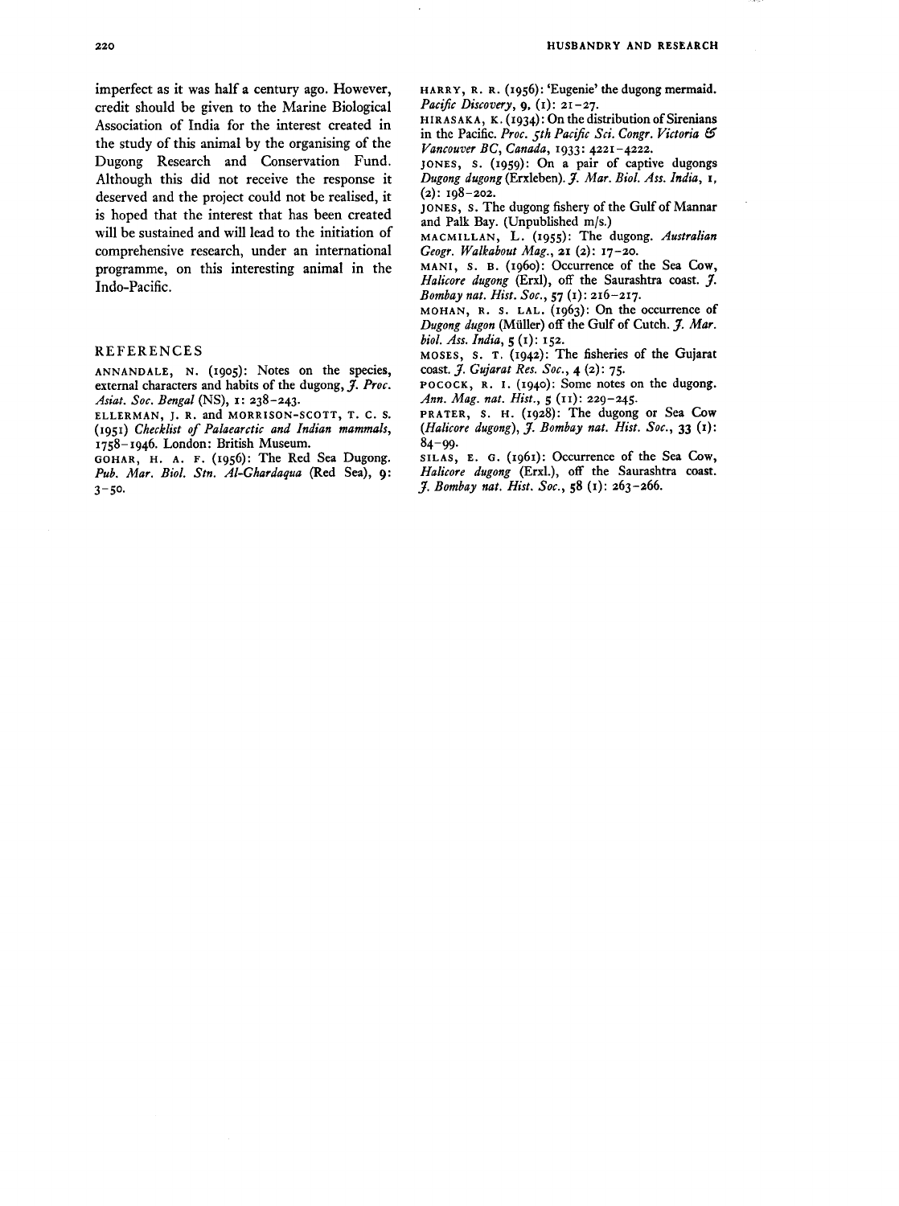imperfect as it was half a century ago. However, credit should be given to the Marine Biological Association of India for the interest created in the study of this animal by the organising of the Dugong Research and Conservation Fund. Although this did not receive the response it deserved and the project could not be realised, it is hoped that the interest that has been created will be sustained and will lead to the initiation of comprehensive research, under an international programme, on this interesting animal in the Indo-Pacific.

## REFERENCES

ANNANDALE, N. (1905): Notes on the species, external characters and habits of the dugong, *J. Proc. Asiat. Soc. Bengal* (NS), 1: 238–243.

ELLERMAN, J. R. and MORRISON-SCOTT, T. C. S. (1951) *Checklist of Palaearctic and Indian mammals*, 1758–1946. London: British Museum.

GOHAR, H. A. F. (1956): The Red Sea Dugong. *Pub. Mar. Biol. Stn. Al-Ghardaqua* (Red Sea), 9: 3–50.

HARRY, R. R. (1956): 'Eugenie' the dugong mermaid. *Pacific Discovery*, 9, (1): 21–27.

HIRASAKA, K. (1934): On the distribution of Sirenians in the Pacific. *Proc. 5th Pacific Sci. Congr. Victoria & Vancouver BC, Canada*, 1933: 4221–4222.

JONES, S. (1959): On a pair of captive dugongs *Dugong dugong* (Erxleben). *J. Mar. Biol. Ass. India*, 1, (2): 198–202.

JONES, S. The dugong fishery of the Gulf of Mannar and Palk Bay. (Unpublished m/s.)

MACMILLAN, L. (1955): The dugong. *Australian Geogr. Walkabout Mag.*, 21 (2): 17–20.

MANI, S. B. (1960): Occurrence of the Sea Cow, *Halicore dugong* (Erxl), off the Saurashtra coast. *J. Bombay nat. Hist. Soc.*, 57 (1): 216–217.

MOHAN, R. S. LAL. (1963): On the occurrence of *Dugong dugon* (Müller) off the Gulf of Cutch. *J. Mar. biol. Ass. India*, 5 (1): 152.

MOSES, S. T. (1942): The fisheries of the Gujarat coast. *J. Gujarat Res. Soc.*, 4 (2): 75.

POCOCK, R. I. (1940): Some notes on the dugong. *Ann. Mag. nat. Hist.*, 5 (11): 229–245.

PRATER, S. H. (1928): The dugong or Sea Cow (*Halicore dugong*), *J. Bombay nat. Hist. Soc.*, 33 (1): 84–99.

SILAS, E. G. (1961): Occurrence of the Sea Cow, *Halicore dugong* (Erxl.), off the Saurashtra coast. *J. Bombay nat. Hist. Soc.*, 58 (1): 263–266.